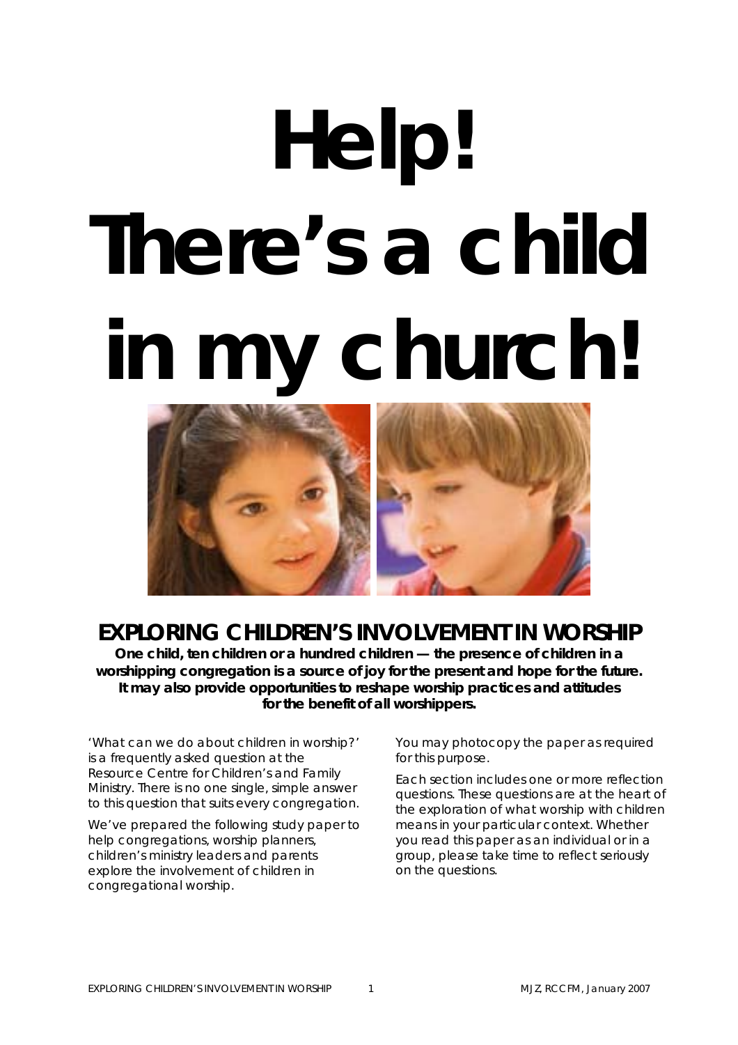# Help! There's a child in my church!

## EXPLORING CHILDREN'S INVOLVEMENT IN WORSHIP

**One child, ten children or a hundred children — the presence of children in a worshipping congregation is a source of joy for the present and hope for the future. It may also provide opportunities to reshape worship practices and attitudes for the benefit of all worshippers.**

'What can we do about children in worship?' is a frequently asked question at the Resource Centre for Children's and Family Ministry. There is no one single, simple answer to this question that suits every congregation.

We've prepared the following study paper to help congregations, worship planners, children's ministry leaders and parents explore the involvement of children in congregational worship.

You may photocopy the paper as required for this purpose.

Each section includes one or more reflection questions. These questions are at the heart of the exploration of what worship with children means in your particular context. Whether you read this paper as an individual or in a group, please take time to reflect seriously on the questions.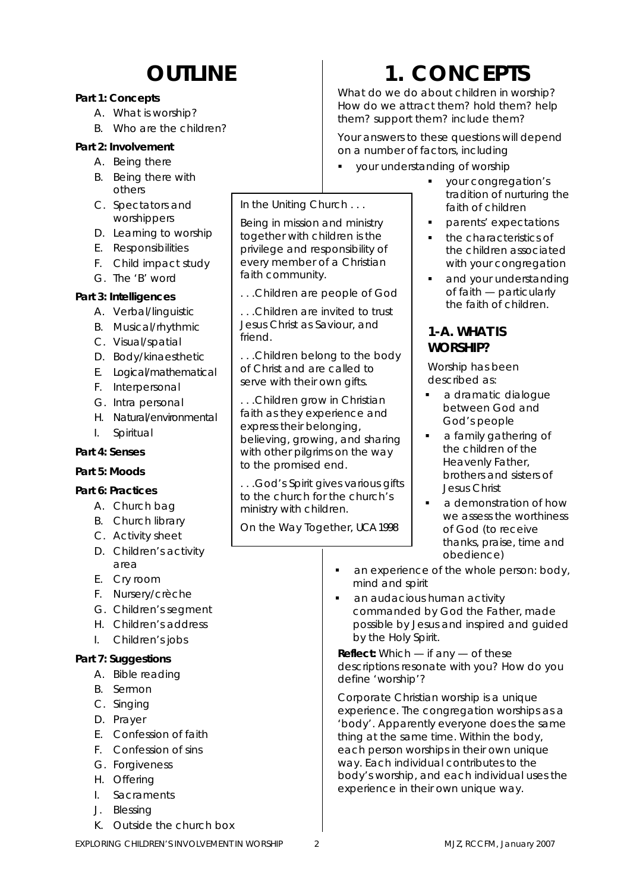# OUTLINE

**Part 1: Concepts**

A. What is worship?
B. Who are the children?

**Part 2: Involvement**

A. Being there
B. Being there with others
C. Spectators and worshippers
D. Learning to worship
E. Responsibilities
F. Child impact study
G. The 'B' word

**Part 3: Intelligences**

A. Verbal/linguistic
B. Musical/rhythmic
C. Visual/spatial
D. Body/kinaesthetic
E. Logical/mathematical
F. Interpersonal
G. Intra personal
H. Natural/environmental
I. Spiritual

**Part 4: Senses**

**Part 5: Moods**

**Part 6: Practices**

A. Church bag
B. Church library
C. Activity sheet
D. Children's activity area
E. Cry room
F. Nursery/crèche
G. Children's segment
H. Children's address
I. Children's jobs

**Part 7: Suggestions**

A. Bible reading
B. Sermon
C. Singing
D. Prayer
E. Confession of faith
F. Confession of sins
G. Forgiveness
H. Offering
I. Sacraments
J. Blessing
K. Outside the church box

# 1. CONCEPTS

What do we do about children in worship? How do we attract them? hold them? help them? support them? include them?

Your answers to these questions will depend on a number of factors, including

- your understanding of worship
- your congregation's tradition of nurturing the faith of children
- parents' expectations
- the characteristics of the children associated with your congregation
- and your understanding of faith — particularly the faith of children.

> In the Uniting Church . . .
>
> Being in mission and ministry together with children is the privilege and responsibility of every member of a Christian faith community.
>
> . . .Children are people of God
>
> . . .Children are invited to trust Jesus Christ as Saviour, and friend.
>
> . . .Children belong to the body of Christ and are called to serve with their own gifts.
>
> . . .Children grow in Christian faith as they experience and express their belonging, believing, growing, and sharing with other pilgrims on the way to the promised end.
>
> . . .God's Spirit gives various gifts to the church for the church's ministry with children.
>
> On the Way Together, UCA 1998

## 1-A. WHAT IS WORSHIP?

Worship has been described as:

- a dramatic dialogue between God and God's people
- a family gathering of the children of the Heavenly Father, brothers and sisters of Jesus Christ
- a demonstration of how we assess the worthiness of God (to receive thanks, praise, time and obedience)
- an experience of the whole person: body, mind and spirit
- an audacious human activity commanded by God the Father, made possible by Jesus and inspired and guided by the Holy Spirit.

**Reflect:** Which — if any — of these descriptions resonate with you? How do you define 'worship'?

Corporate Christian worship is a unique experience. The congregation worships as a 'body'. Apparently everyone does the same thing at the same time. Within the body, each person worships in their own unique way. Each individual contributes to the body's worship, and each individual uses the experience in their own unique way.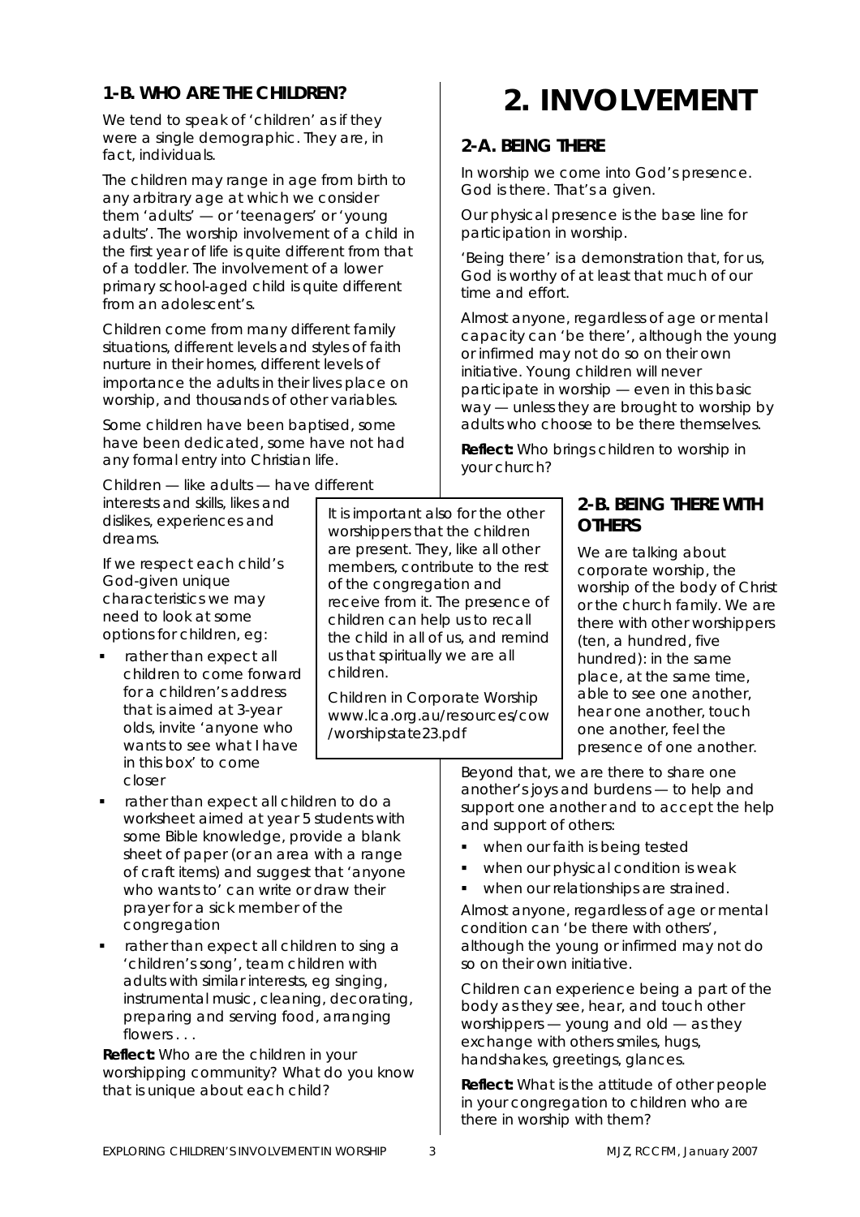### 1-B. WHO ARE THE CHILDREN?

We tend to speak of 'children' as if they were a single demographic. They are, in fact, individuals.

The children may range in age from birth to any arbitrary age at which we consider them 'adults' — or 'teenagers' or 'young adults'. The worship involvement of a child in the first year of life is quite different from that of a toddler. The involvement of a lower primary school-aged child is quite different from an adolescent's.

Children come from many different family situations, different levels and styles of faith nurture in their homes, different levels of importance the adults in their lives place on worship, and thousands of other variables.

Some children have been baptised, some have been dedicated, some have not had any formal entry into Christian life.

Children — like adults — have different interests and skills, likes and dislikes, experiences and dreams.

If we respect each child's God-given unique characteristics we may need to look at some options for children, eg:

- rather than expect all children to come forward for a children's address that is aimed at 3-year olds, invite 'anyone who wants to see what I have in this box' to come closer
- rather than expect all children to do a worksheet aimed at year 5 students with some Bible knowledge, provide a blank sheet of paper (or an area with a range of craft items) and suggest that 'anyone who wants to' can write or draw their prayer for a sick member of the congregation
- rather than expect all children to sing a 'children's song', team children with adults with similar interests, eg singing, instrumental music, cleaning, decorating, preparing and serving food, arranging flowers . . .

**Reflect:** Who are the children in your worshipping community? What do you know that is unique about each child?

> It is important also for the other worshippers that the children are present. They, like all other members, contribute to the rest of the congregation and receive from it. The presence of children can help us to recall the child in all of us, and remind us that spiritually we are all children.
>
> Children in Corporate Worship www.lca.org.au/resources/cow/worshipstate23.pdf

# 2. INVOLVEMENT

### 2-A. BEING THERE

In worship we come into God's presence. God is there. That's a given.

Our physical presence is the base line for participation in worship.

'Being there' is a demonstration that, for us, God is worthy of at least that much of our time and effort.

Almost anyone, regardless of age or mental capacity can 'be there', although the young or infirmed may not do so on their own initiative. Young children will never participate in worship — even in this basic way — unless they are brought to worship by adults who choose to be there themselves.

**Reflect:** Who brings children to worship in your church?

### 2-B. BEING THERE WITH OTHERS

We are talking about corporate worship, the worship of the body of Christ or the church family. We are there with other worshippers (ten, a hundred, five hundred): in the same place, at the same time, able to see one another, hear one another, touch one another, feel the presence of one another.

Beyond that, we are there to share one another's joys and burdens — to help and support one another and to accept the help and support of others:

- when our faith is being tested
- when our physical condition is weak
- when our relationships are strained.

Almost anyone, regardless of age or mental condition can 'be there with others', although the young or infirmed may not do so on their own initiative.

Children can experience being a part of the body as they see, hear, and touch other worshippers — young and old — as they exchange with others smiles, hugs, handshakes, greetings, glances.

**Reflect:** What is the attitude of other people in your congregation to children who are there in worship with them?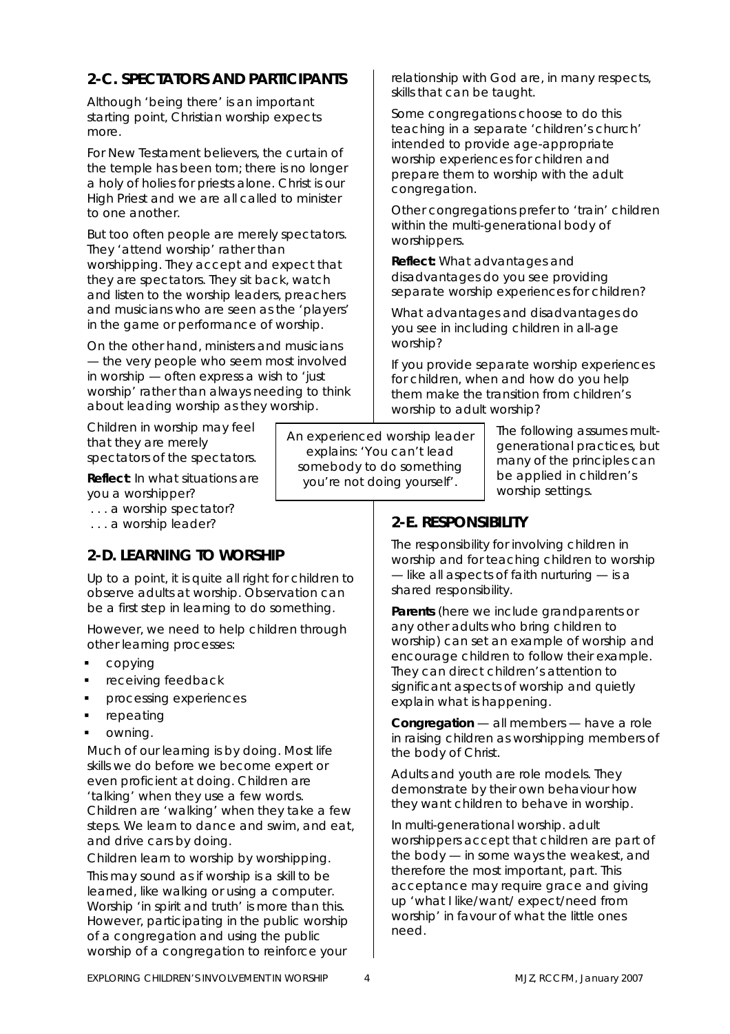## 2-C. SPECTATORS AND PARTICIPANTS

Although 'being there' is an important starting point, Christian worship expects more.

For New Testament believers, the curtain of the temple has been torn; there is no longer a holy of holies for priests alone. Christ is our High Priest and we are all called to minister to one another.

But too often people are merely spectators. They 'attend worship' rather than worshipping. They accept and expect that they are spectators. They sit back, watch and listen to the worship leaders, preachers and musicians who are seen as the 'players' in the game or performance of worship.

On the other hand, ministers and musicians — the very people who seem most involved in worship — often express a wish to 'just worship' rather than always needing to think about leading worship as they worship.

Children in worship may feel that they are merely spectators of the spectators.

**Reflect**: In what situations are you a worshipper?

. . . a worship spectator?

. . . a worship leader?

> An experienced worship leader explains: 'You can't lead somebody to do something you're not doing yourself'.

## 2-D. LEARNING TO WORSHIP

Up to a point, it is quite all right for children to observe adults at worship. Observation can be a first step in learning to do something.

However, we need to help children through other learning processes:

- copying
- receiving feedback
- processing experiences
- repeating
- owning.

Much of our learning is by doing. Most life skills we do before we become expert or even proficient at doing. Children are 'talking' when they use a few words. Children are 'walking' when they take a few steps. We learn to dance and swim, and eat, and drive cars by doing.

Children learn to worship by worshipping.

This may sound as if worship is a skill to be learned, like walking or using a computer. Worship 'in spirit and truth' is more than this. However, participating in the public worship of a congregation and using the public worship of a congregation to reinforce your relationship with God are, in many respects, skills that can be taught.

Some congregations choose to do this teaching in a separate 'children's church' intended to provide age-appropriate worship experiences for children and prepare them to worship with the adult congregation.

Other congregations prefer to 'train' children within the multi-generational body of worshippers.

**Reflect:** What advantages and disadvantages do you see providing separate worship experiences for children?

What advantages and disadvantages do you see in including children in all-age worship?

If you provide separate worship experiences for children, when and how do you help them make the transition from children's worship to adult worship?

The following assumes mult-generational practices, but many of the principles can be applied in children's worship settings.

## 2-E. RESPONSIBILITY

The responsibility for involving children in worship and for teaching children to worship — like all aspects of faith nurturing — is a shared responsibility.

**Parents** (here we include grandparents or any other adults who bring children to worship) can set an example of worship and encourage children to follow their example. They can direct children's attention to significant aspects of worship and quietly explain what is happening.

**Congregation** — all members — have a role in raising children as worshipping members of the body of Christ.

Adults and youth are role models. They demonstrate by their own behaviour how they want children to behave in worship.

In multi-generational worship. adult worshippers accept that children are part of the body — in some ways the weakest, and therefore the most important, part. This acceptance may require grace and giving up 'what I like/want/ expect/need from worship' in favour of what the little ones need.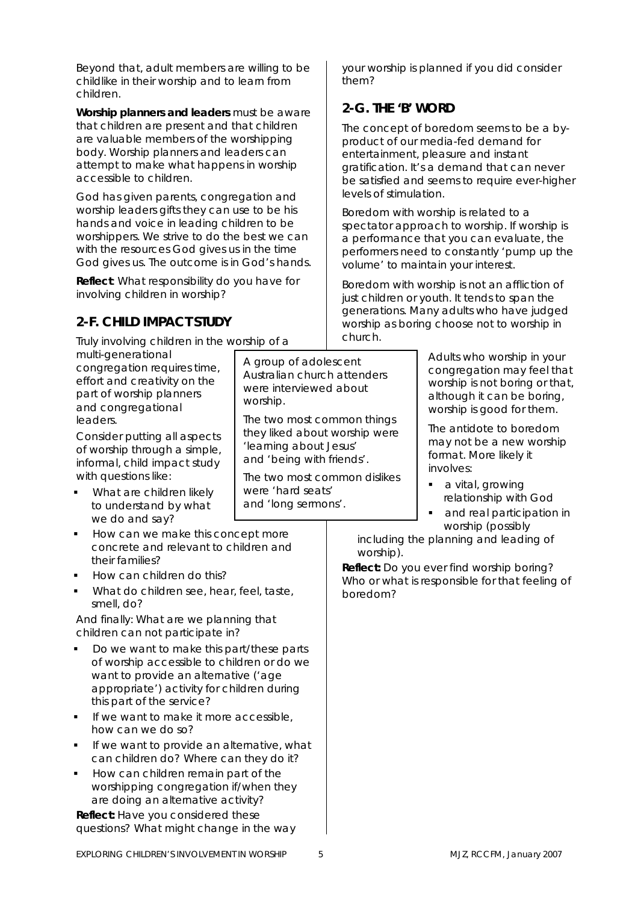Beyond that, adult members are willing to be childlike in their worship and to learn from children.

**Worship planners and leaders** must be aware that children are present and that children are valuable members of the worshipping body. Worship planners and leaders can attempt to make what happens in worship accessible to children.

God has given parents, congregation and worship leaders gifts they can use to be his hands and voice in leading children to be worshippers. We strive to do the best we can with the resources God gives us in the time God gives us. The outcome is in God's hands.

**Reflect**: What responsibility do you have for involving children in worship?

## 2-F. CHILD IMPACT STUDY

Truly involving children in the worship of a multi-generational congregation requires time, effort and creativity on the part of worship planners and congregational leaders.

Consider putting all aspects of worship through a simple, informal, child impact study with questions like:

- What are children likely to understand by what we do and say?
- How can we make this concept more concrete and relevant to children and their families?
- How can children do this?
- What do children see, hear, feel, taste, smell, do?

And finally: What are we planning that children can not participate in?

- Do we want to make this part/these parts of worship accessible to children or do we want to provide an alternative ('age appropriate') activity for children during this part of the service?
- If we want to make it more accessible, how can we do so?
- If we want to provide an alternative, what can children do? Where can they do it?
- How can children remain part of the worshipping congregation if/when they are doing an alternative activity?

**Reflect:** Have you considered these questions? What might change in the way your worship is planned if you did consider them?

> A group of adolescent Australian church attenders were interviewed about worship.
>
> The two most common things they liked about worship were 'learning about Jesus' and 'being with friends'.
>
> The two most common dislikes were 'hard seats' and 'long sermons'.

## 2-G. THE 'B' WORD

The concept of boredom seems to be a by-product of our media-fed demand for entertainment, pleasure and instant gratification. It's a demand that can never be satisfied and seems to require ever-higher levels of stimulation.

Boredom with worship is related to a spectator approach to worship. If worship is a performance that you can evaluate, the performers need to constantly 'pump up the volume' to maintain your interest.

Boredom with worship is not an affliction of just children or youth. It tends to span the generations. Many adults who have judged worship as boring choose not to worship in church.

Adults who worship in your congregation may feel that worship is not boring or that, although it can be boring, worship is good for them.

The antidote to boredom may not be a new worship format. More likely it involves:

- a vital, growing relationship with God
- and real participation in worship (possibly including the planning and leading of worship).

**Reflect:** Do you ever find worship boring? Who or what is responsible for that feeling of boredom?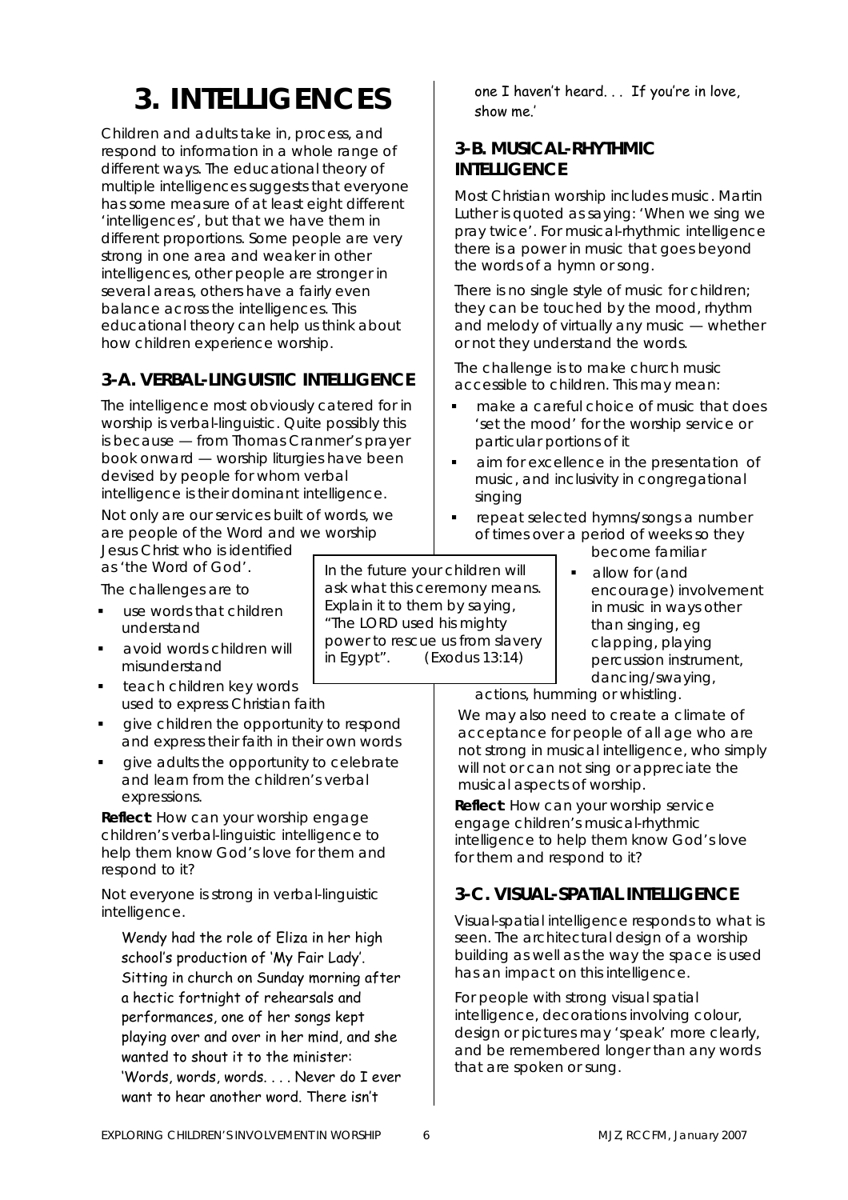# 3. INTELLIGENCES

Children and adults take in, process, and respond to information in a whole range of different ways. The educational theory of multiple intelligences suggests that everyone has some measure of at least eight different 'intelligences', but that we have them in different proportions. Some people are very strong in one area and weaker in other intelligences, other people are stronger in several areas, others have a fairly even balance across the intelligences. This educational theory can help us think about how children experience worship.

## 3-A. VERBAL-LINGUISTIC INTELLIGENCE

The intelligence most obviously catered for in worship is verbal-linguistic. Quite possibly this is because — from Thomas Cranmer's prayer book onward — worship liturgies have been devised by people for whom verbal intelligence is their dominant intelligence.

Not only are our services built of words, we are people of the Word and we worship Jesus Christ who is identified as 'the Word of God'.

The challenges are to

- use words that children understand
- avoid words children will misunderstand
- teach children key words used to express Christian faith
- give children the opportunity to respond and express their faith in their own words
- give adults the opportunity to celebrate and learn from the children's verbal expressions.

**Reflect**: How can your worship engage children's verbal-linguistic intelligence to help them know God's love for them and respond to it?

Not everyone is strong in verbal-linguistic intelligence.

> Wendy had the role of Eliza in her high school's production of 'My Fair Lady'. Sitting in church on Sunday morning after a hectic fortnight of rehearsals and performances, one of her songs kept playing over and over in her mind, and she wanted to shout it to the minister: 'Words, words, words. . . . Never do I ever want to hear another word. There isn't one I haven't heard. . . If you're in love, show me.'

*In the future your children will ask what this ceremony means. Explain it to them by saying, "The LORD used his mighty power to rescue us from slavery in Egypt". (Exodus 13:14)*

## 3-B. MUSICAL-RHYTHMIC INTELLIGENCE

Most Christian worship includes music. Martin Luther is quoted as saying: 'When we sing we pray twice'. For musical-rhythmic intelligence there is a power in music that goes beyond the words of a hymn or song.

There is no single style of music for children; they can be touched by the mood, rhythm and melody of virtually any music — whether or not they understand the words.

The challenge is to make church music accessible to children. This may mean:

- make a careful choice of music that does 'set the mood' for the worship service or particular portions of it
- aim for excellence in the presentation of music, and inclusivity in congregational singing
- repeat selected hymns/songs a number of times over a period of weeks so they become familiar
- allow for (and encourage) involvement in music in ways other than singing, eg clapping, playing percussion instrument, dancing/swaying, actions, humming or whistling.

We may also need to create a climate of acceptance for people of all age who are not strong in musical intelligence, who simply will not or can not sing or appreciate the musical aspects of worship.

**Reflect**: How can your worship service engage children's musical-rhythmic intelligence to help them know God's love for them and respond to it?

## 3-C. VISUAL-SPATIAL INTELLIGENCE

Visual-spatial intelligence responds to what is seen. The architectural design of a worship building as well as the way the space is used has an impact on this intelligence.

For people with strong visual spatial intelligence, decorations involving colour, design or pictures may 'speak' more clearly, and be remembered longer than any words that are spoken or sung.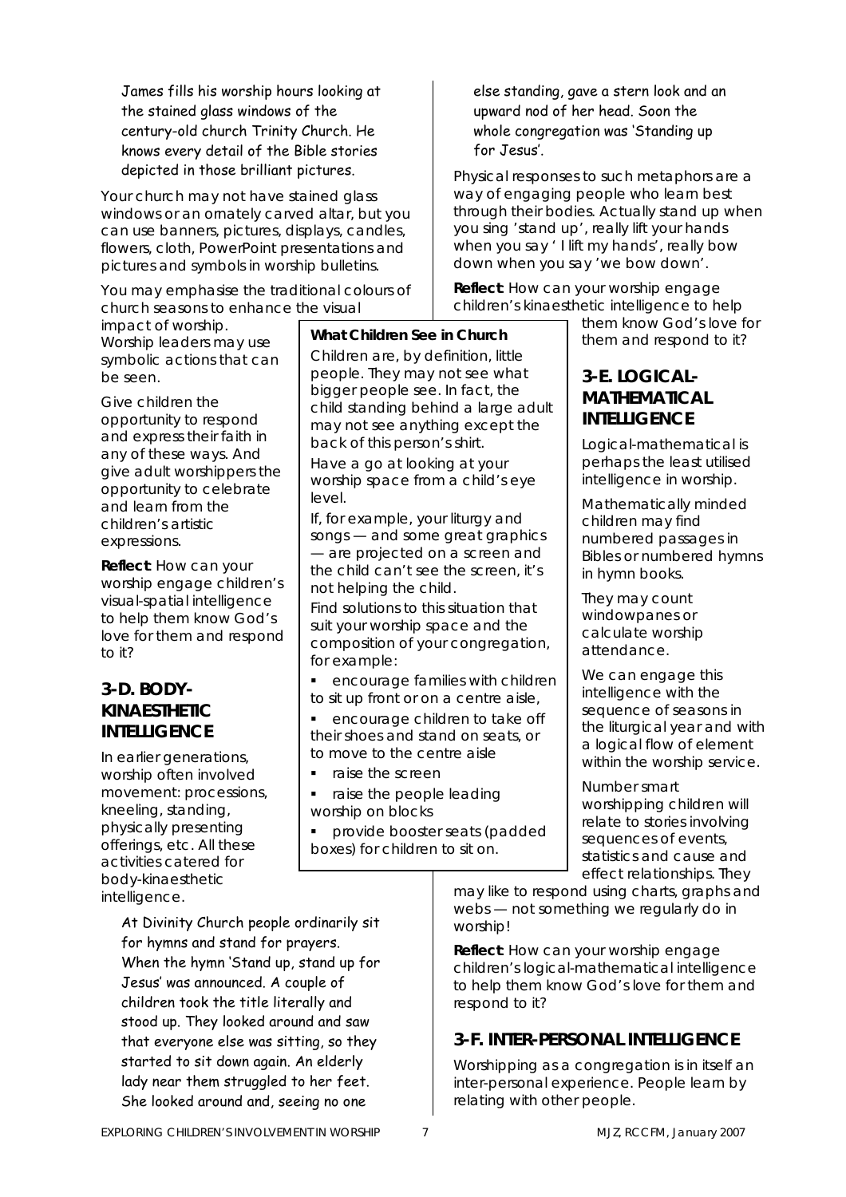James fills his worship hours looking at the stained glass windows of the century-old church Trinity Church. He knows every detail of the Bible stories depicted in those brilliant pictures.

Your church may not have stained glass windows or an ornately carved altar, but you can use banners, pictures, displays, candles, flowers, cloth, PowerPoint presentations and pictures and symbols in worship bulletins.

You may emphasise the traditional colours of church seasons to enhance the visual impact of worship. Worship leaders may use symbolic actions that can be seen.

Give children the opportunity to respond and express their faith in any of these ways. And give adult worshippers the opportunity to celebrate and learn from the children's artistic expressions.

**Reflect**: How can your worship engage children's visual-spatial intelligence to help them know God's love for them and respond to it?

> **What Children See in Church**
>
> Children are, by definition, little people. They may not see what bigger people see. In fact, the child standing behind a large adult may not see anything except the back of this person's shirt.
>
> Have a go at looking at your worship space from a child's eye level.
>
> If, for example, your liturgy and songs — and some great graphics — are projected on a screen and the child can't see the screen, it's not helping the child.
>
> Find solutions to this situation that suit your worship space and the composition of your congregation, for example:
>
> - encourage families with children to sit up front or on a centre aisle,
> - encourage children to take off their shoes and stand on seats, or to move to the centre aisle
> - raise the screen
> - raise the people leading worship on blocks
> - provide booster seats (padded boxes) for children to sit on.

## 3-D. BODY-KINAESTHETIC INTELLIGENCE

In earlier generations, worship often involved movement: processions, kneeling, standing, physically presenting offerings, etc. All these activities catered for body-kinaesthetic intelligence.

At Divinity Church people ordinarily sit for hymns and stand for prayers. When the hymn 'Stand up, stand up for Jesus' was announced. A couple of children took the title literally and stood up. They looked around and saw that everyone else was sitting, so they started to sit down again. An elderly lady near them struggled to her feet. She looked around and, seeing no one else standing, gave a stern look and an upward nod of her head. Soon the whole congregation was 'Standing up for Jesus'.

Physical responses to such metaphors are a way of engaging people who learn best through their bodies. Actually stand up when you sing 'stand up', really lift your hands when you say ' I lift my hands', really bow down when you say 'we bow down'.

**Reflect**: How can your worship engage children's kinaesthetic intelligence to help them know God's love for them and respond to it?

## 3-E. LOGICAL-MATHEMATICAL INTELLIGENCE

Logical-mathematical is perhaps the least utilised intelligence in worship.

Mathematically minded children may find numbered passages in Bibles or numbered hymns in hymn books.

They may count windowpanes or calculate worship attendance.

We can engage this intelligence with the sequence of seasons in the liturgical year and with a logical flow of element within the worship service.

Number smart worshipping children will relate to stories involving sequences of events, statistics and cause and effect relationships. They may like to respond using charts, graphs and webs — not something we regularly do in worship!

**Reflect**: How can your worship engage children's logical-mathematical intelligence to help them know God's love for them and respond to it?

## 3-F. INTER-PERSONAL INTELLIGENCE

Worshipping as a congregation is in itself an inter-personal experience. People learn by relating with other people.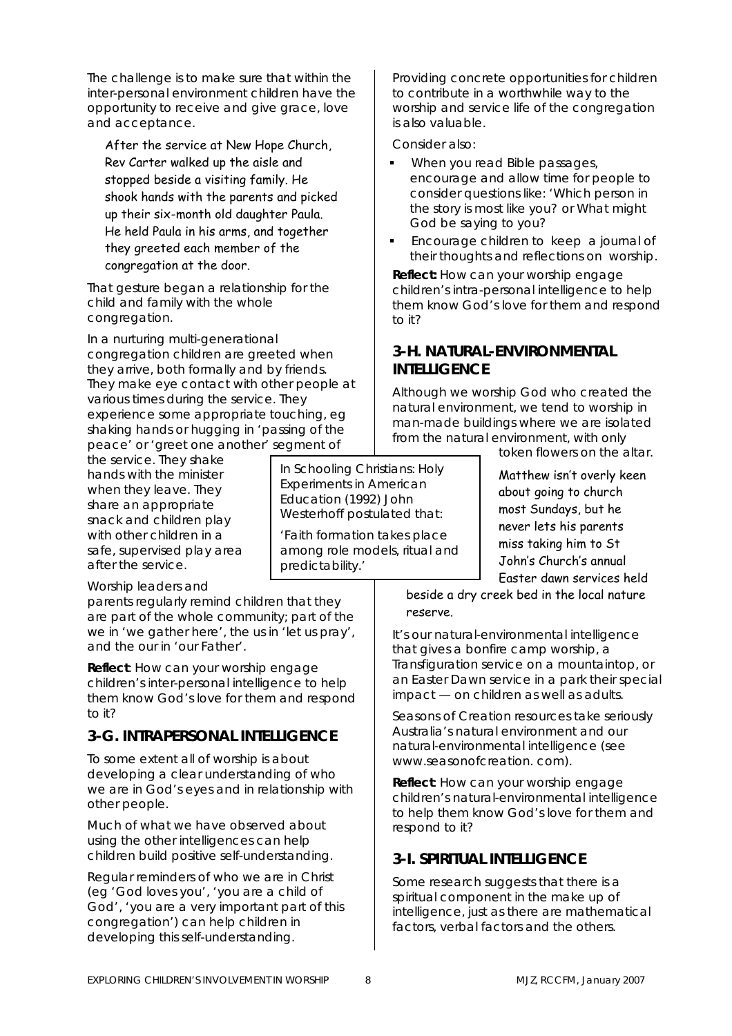The challenge is to make sure that within the inter-personal environment children have the opportunity to receive and give grace, love and acceptance.

*After the service at New Hope Church, Rev Carter walked up the aisle and stopped beside a visiting family. He shook hands with the parents and picked up their six-month old daughter Paula. He held Paula in his arms, and together they greeted each member of the congregation at the door.*

That gesture began a relationship for the child and family with the whole congregation.

In a nurturing multi-generational congregation children are greeted when they arrive, both formally and by friends. They make eye contact with other people at various times during the service. They experience some appropriate touching, eg shaking hands or hugging in 'passing of the peace' or 'greet one another' segment of the service. They shake hands with the minister when they leave. They share an appropriate snack and children play with other children in a safe, supervised play area after the service.

> In Schooling Christians: Holy Experiments in American Education (1992) John Westerhoff postulated that:
>
> 'Faith formation takes place among role models, ritual and predictability.'

Worship leaders and parents regularly remind children that they are part of the whole community; part of the we in 'we gather here', the us in 'let us pray', and the our in 'our Father'.

**Reflect**: How can your worship engage children's inter-personal intelligence to help them know God's love for them and respond to it?

## 3-G. INTRAPERSONAL INTELLIGENCE

To some extent all of worship is about developing a clear understanding of who we are in God's eyes and in relationship with other people.

Much of what we have observed about using the other intelligences can help children build positive self-understanding.

Regular reminders of who we are in Christ (eg 'God loves you', 'you are a child of God', 'you are a very important part of this congregation') can help children in developing this self-understanding.

Providing concrete opportunities for children to contribute in a worthwhile way to the worship and service life of the congregation is also valuable.

Consider also:

- When you read Bible passages, encourage and allow time for people to consider questions like: 'Which person in the story is most like you? or What might God be saying to you?
- Encourage children to keep a journal of their thoughts and reflections on worship.

**Reflect:** How can your worship engage children's intra-personal intelligence to help them know God's love for them and respond to it?

## 3-H. NATURAL-ENVIRONMENTAL INTELLIGENCE

Although we worship God who created the natural environment, we tend to worship in man-made buildings where we are isolated from the natural environment, with only token flowers on the altar.

*Matthew isn't overly keen about going to church most Sundays, but he never lets his parents miss taking him to St John's Church's annual Easter dawn services held beside a dry creek bed in the local nature reserve.*

It's our natural-environmental intelligence that gives a bonfire camp worship, a Transfiguration service on a mountaintop, or an Easter Dawn service in a park their special impact — on children as well as adults.

Seasons of Creation resources take seriously Australia's natural environment and our natural-environmental intelligence (see www.seasonofcreation. com).

**Reflect**: How can your worship engage children's natural-environmental intelligence to help them know God's love for them and respond to it?

## 3-I. SPIRITUAL INTELLIGENCE

Some research suggests that there is a spiritual component in the make up of intelligence, just as there are mathematical factors, verbal factors and the others.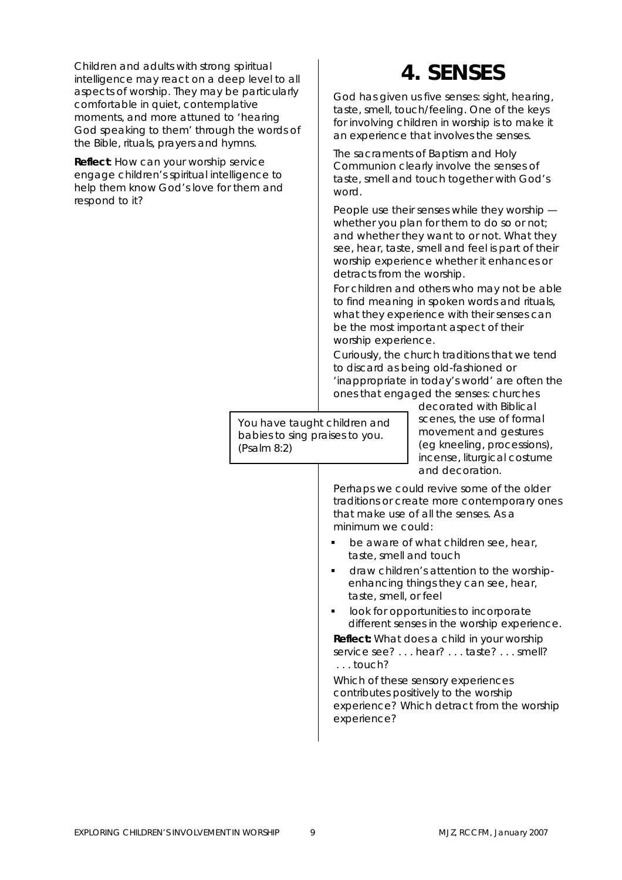Children and adults with strong spiritual intelligence may react on a deep level to all aspects of worship. They may be particularly comfortable in quiet, contemplative moments, and more attuned to 'hearing God speaking to them' through the words of the Bible, rituals, prayers and hymns.

**Reflect**: How can your worship service engage children's spiritual intelligence to help them know God's love for them and respond to it?

# 4. SENSES

God has given us five senses: sight, hearing, taste, smell, touch/feeling. One of the keys for involving children in worship is to make it an experience that involves the senses.

The sacraments of Baptism and Holy Communion clearly involve the senses of taste, smell and touch together with God's word.

People use their senses while they worship — whether you plan for them to do so or not; and whether they want to or not. What they see, hear, taste, smell and feel is part of their worship experience whether it enhances or detracts from the worship.

For children and others who may not be able to find meaning in spoken words and rituals, what they experience with their senses can be the most important aspect of their worship experience.

Curiously, the church traditions that we tend to discard as being old-fashioned or 'inappropriate in today's world' are often the ones that engaged the senses: churches decorated with Biblical scenes, the use of formal movement and gestures (eg kneeling, processions), incense, liturgical costume and decoration.

> You have taught children and babies to sing praises to you. (Psalm 8:2)

Perhaps we could revive some of the older traditions or create more contemporary ones that make use of all the senses. As a minimum we could:

- be aware of what children see, hear, taste, smell and touch
- draw children's attention to the worship-enhancing things they can see, hear, taste, smell, or feel
- look for opportunities to incorporate different senses in the worship experience.

**Reflect:** What does a child in your worship service see? . . . hear? . . . taste? . . . smell? . . . touch?

Which of these sensory experiences contributes positively to the worship experience? Which detract from the worship experience?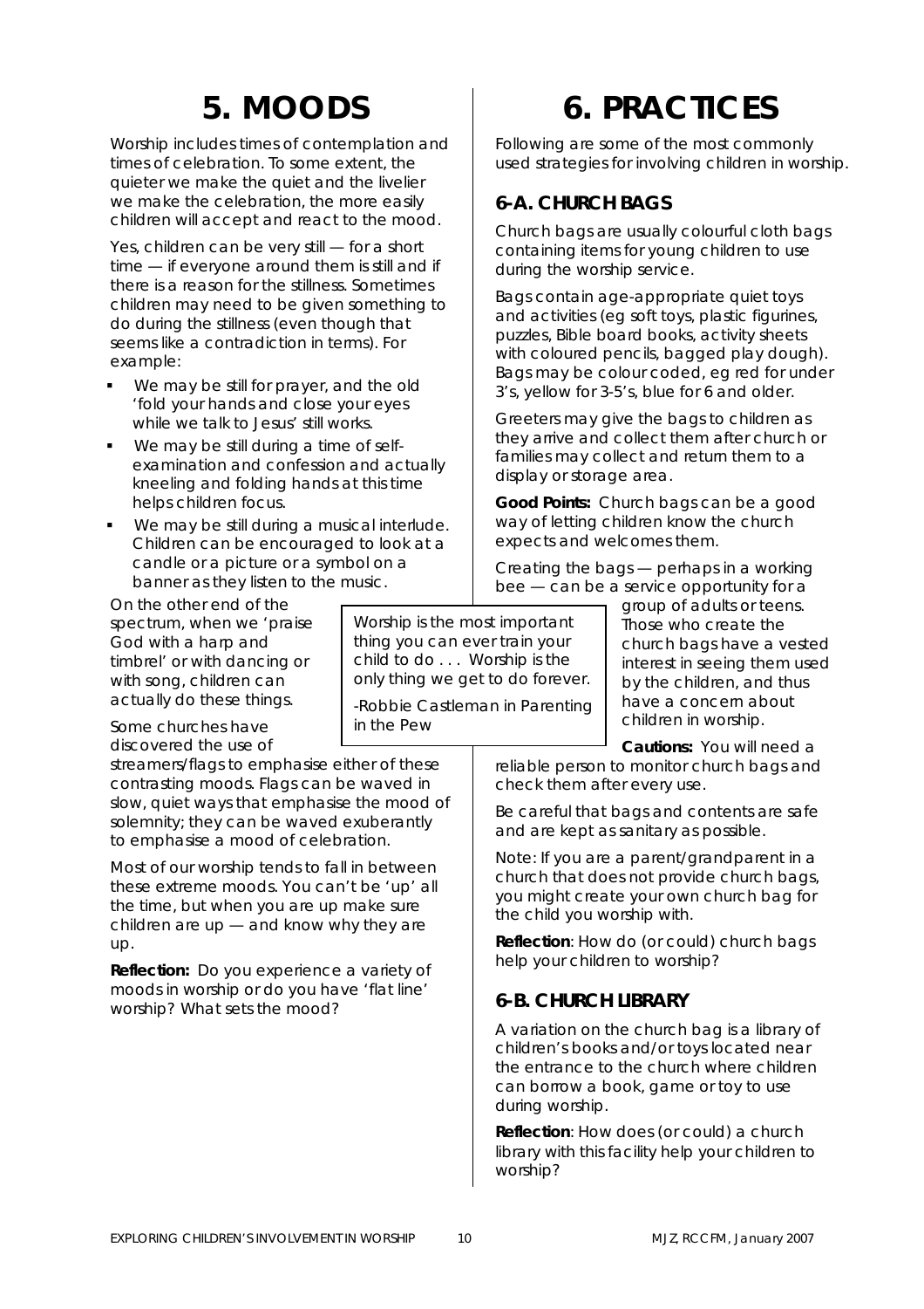# 5. MOODS

Worship includes times of contemplation and times of celebration. To some extent, the quieter we make the quiet and the livelier we make the celebration, the more easily children will accept and react to the mood.

Yes, children can be very still — for a short time — if everyone around them is still and if there is a reason for the stillness. Sometimes children may need to be given something to do during the stillness (even though that seems like a contradiction in terms). For example:

- We may be still for prayer, and the old 'fold your hands and close your eyes while we talk to Jesus' still works.
- We may be still during a time of self-examination and confession and actually kneeling and folding hands at this time helps children focus.
- We may be still during a musical interlude. Children can be encouraged to look at a candle or a picture or a symbol on a banner as they listen to the music.

On the other end of the spectrum, when we 'praise God with a harp and timbrel' or with dancing or with song, children can actually do these things.

Some churches have discovered the use of streamers/flags to emphasise either of these contrasting moods. Flags can be waved in slow, quiet ways that emphasise the mood of solemnity; they can be waved exuberantly to emphasise a mood of celebration.

> Worship is the most important thing you can ever train your child to do . . . Worship is the only thing we get to do forever.
>
> -Robbie Castleman in Parenting in the Pew

Most of our worship tends to fall in between these extreme moods. You can't be 'up' all the time, but when you are up make sure children are up — and know why they are up.

**Reflection:** Do you experience a variety of moods in worship or do you have 'flat line' worship? What sets the mood?

# 6. PRACTICES

Following are some of the most commonly used strategies for involving children in worship.

## 6-A. CHURCH BAGS

Church bags are usually colourful cloth bags containing items for young children to use during the worship service.

Bags contain age-appropriate quiet toys and activities (eg soft toys, plastic figurines, puzzles, Bible board books, activity sheets with coloured pencils, bagged play dough). Bags may be colour coded, eg red for under 3's, yellow for 3-5's, blue for 6 and older.

Greeters may give the bags to children as they arrive and collect them after church or families may collect and return them to a display or storage area.

**Good Points:** Church bags can be a good way of letting children know the church expects and welcomes them.

Creating the bags — perhaps in a working bee — can be a service opportunity for a group of adults or teens. Those who create the church bags have a vested interest in seeing them used by the children, and thus have a concern about children in worship.

**Cautions:** You will need a reliable person to monitor church bags and check them after every use.

Be careful that bags and contents are safe and are kept as sanitary as possible.

Note: If you are a parent/grandparent in a church that does not provide church bags, you might create your own church bag for the child you worship with.

**Reflection**: How do (or could) church bags help your children to worship?

## 6-B. CHURCH LIBRARY

A variation on the church bag is a library of children's books and/or toys located near the entrance to the church where children can borrow a book, game or toy to use during worship.

**Reflection**: How does (or could) a church library with this facility help your children to worship?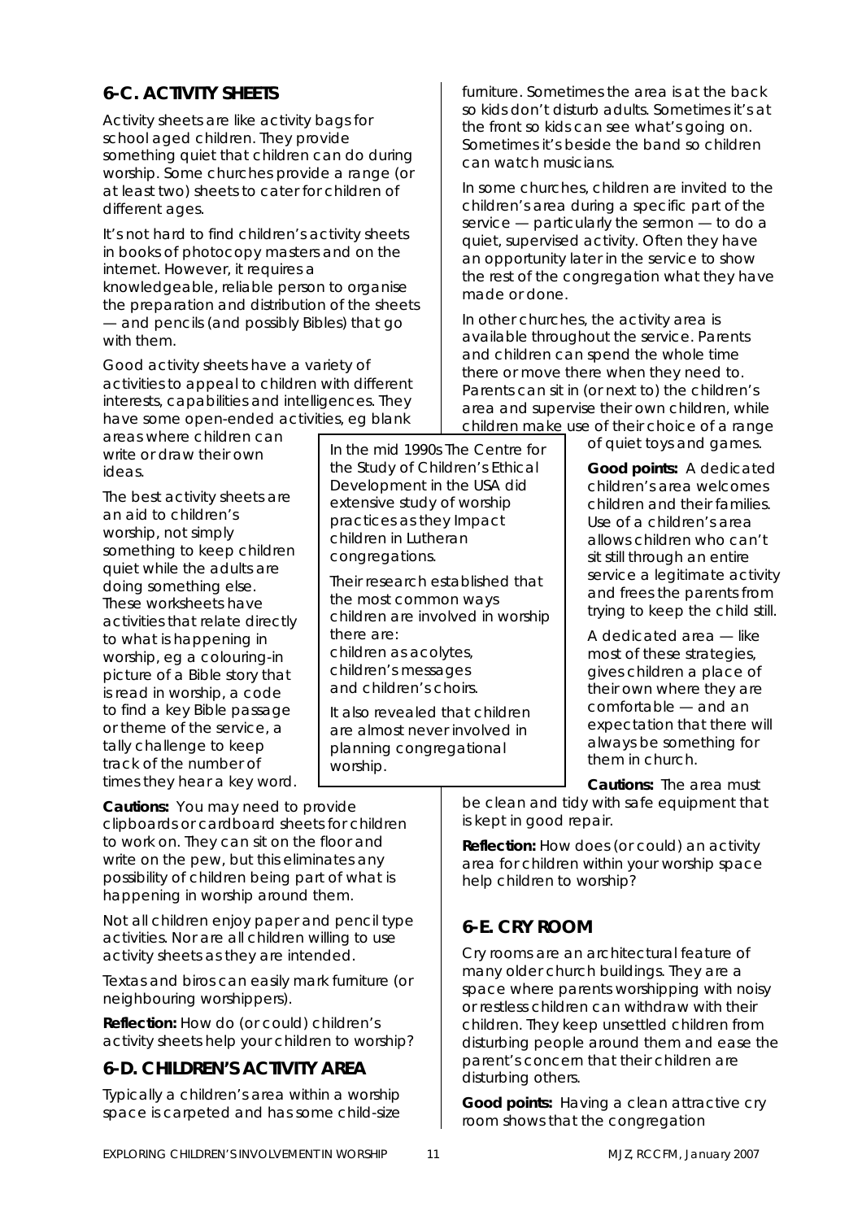## 6-C. ACTIVITY SHEETS

Activity sheets are like activity bags for school aged children. They provide something quiet that children can do during worship. Some churches provide a range (or at least two) sheets to cater for children of different ages.

It's not hard to find children's activity sheets in books of photocopy masters and on the internet. However, it requires a knowledgeable, reliable person to organise the preparation and distribution of the sheets — and pencils (and possibly Bibles) that go with them.

Good activity sheets have a variety of activities to appeal to children with different interests, capabilities and intelligences. They have some open-ended activities, eg blank areas where children can write or draw their own ideas.

The best activity sheets are an aid to children's worship, not simply something to keep children quiet while the adults are doing something else. These worksheets have activities that relate directly to what is happening in worship, eg a colouring-in picture of a Bible story that is read in worship, a code to find a key Bible passage or theme of the service, a tally challenge to keep track of the number of times they hear a key word.

**Cautions:** You may need to provide clipboards or cardboard sheets for children to work on. They can sit on the floor and write on the pew, but this eliminates any possibility of children being part of what is happening in worship around them.

Not all children enjoy paper and pencil type activities. Nor are all children willing to use activity sheets as they are intended.

Textas and biros can easily mark furniture (or neighbouring worshippers).

**Reflection:** How do (or could) children's activity sheets help your children to worship?

> In the mid 1990s The Centre for the Study of Children's Ethical Development in the USA did extensive study of worship practices as they Impact children in Lutheran congregations.
>
> Their research established that the most common ways children are involved in worship there are:
> children as acolytes,
> children's messages
> and children's choirs.
>
> It also revealed that children are almost never involved in planning congregational worship.

## 6-D. CHILDREN'S ACTIVITY AREA

Typically a children's area within a worship space is carpeted and has some child-size furniture. Sometimes the area is at the back so kids don't disturb adults. Sometimes it's at the front so kids can see what's going on. Sometimes it's beside the band so children can watch musicians.

In some churches, children are invited to the children's area during a specific part of the service — particularly the sermon — to do a quiet, supervised activity. Often they have an opportunity later in the service to show the rest of the congregation what they have made or done.

In other churches, the activity area is available throughout the service. Parents and children can spend the whole time there or move there when they need to. Parents can sit in (or next to) the children's area and supervise their own children, while children make use of their choice of a range of quiet toys and games.

**Good points:** A dedicated children's area welcomes children and their families. Use of a children's area allows children who can't sit still through an entire service a legitimate activity and frees the parents from trying to keep the child still.

A dedicated area — like most of these strategies, gives children a place of their own where they are comfortable — and an expectation that there will always be something for them in church.

**Cautions:** The area must be clean and tidy with safe equipment that is kept in good repair.

**Reflection:** How does (or could) an activity area for children within your worship space help children to worship?

## 6-E. CRY ROOM

Cry rooms are an architectural feature of many older church buildings. They are a space where parents worshipping with noisy or restless children can withdraw with their children. They keep unsettled children from disturbing people around them and ease the parent's concern that their children are disturbing others.

**Good points:** Having a clean attractive cry room shows that the congregation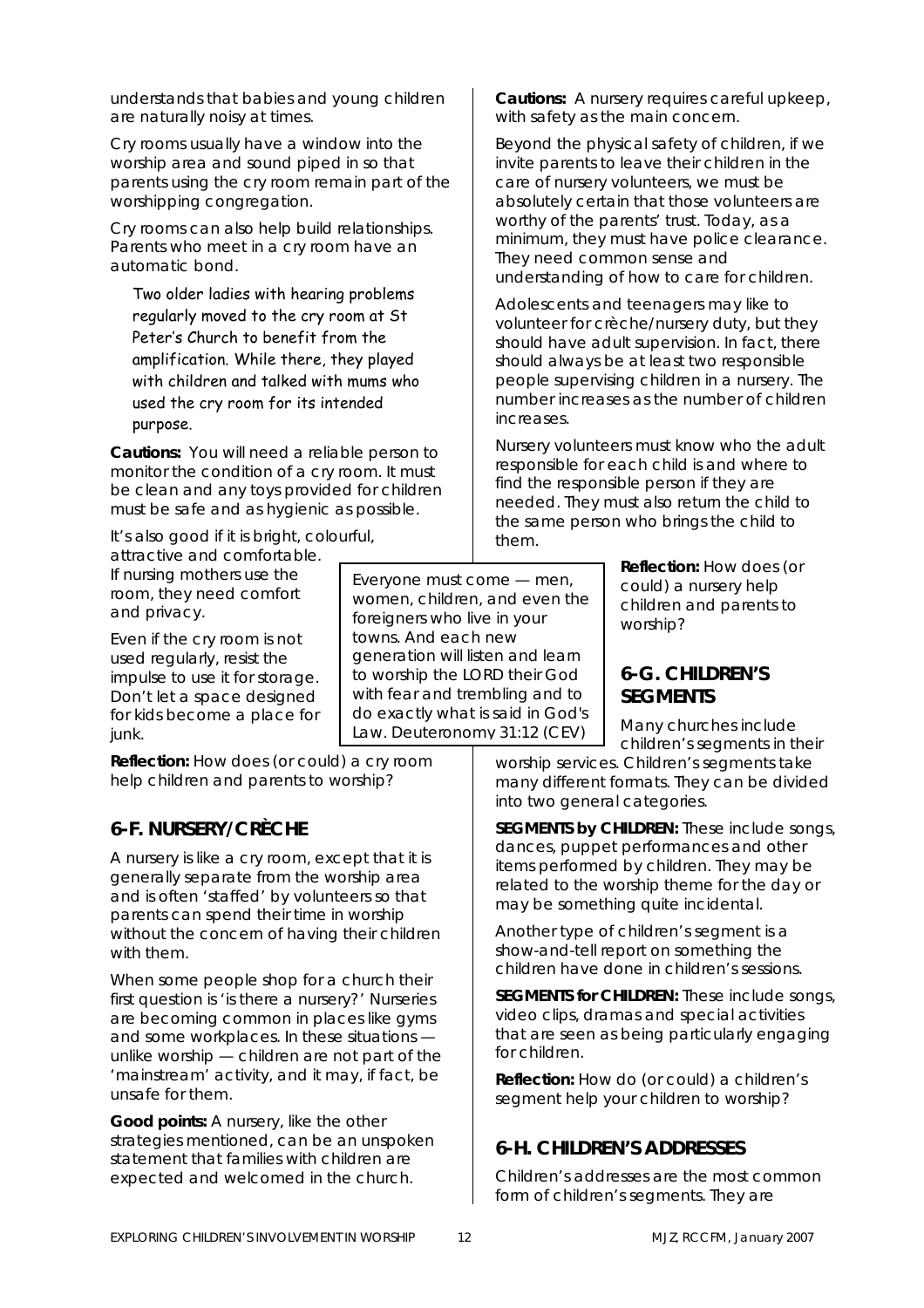understands that babies and young children are naturally noisy at times.

Cry rooms usually have a window into the worship area and sound piped in so that parents using the cry room remain part of the worshipping congregation.

Cry rooms can also help build relationships. Parents who meet in a cry room have an automatic bond.

> Two older ladies with hearing problems regularly moved to the cry room at St Peter's Church to benefit from the amplification. While there, they played with children and talked with mums who used the cry room for its intended purpose.

**Cautions:** You will need a reliable person to monitor the condition of a cry room. It must be clean and any toys provided for children must be safe and as hygienic as possible.

It's also good if it is bright, colourful, attractive and comfortable. If nursing mothers use the room, they need comfort and privacy.

Even if the cry room is not used regularly, resist the impulse to use it for storage. Don't let a space designed for kids become a place for junk.

**Reflection:** How does (or could) a cry room help children and parents to worship?

## 6-F. NURSERY/CRÈCHE

A nursery is like a cry room, except that it is generally separate from the worship area and is often 'staffed' by volunteers so that parents can spend their time in worship without the concern of having their children with them.

When some people shop for a church their first question is 'is there a nursery?' Nurseries are becoming common in places like gyms and some workplaces. In these situations — unlike worship — children are not part of the 'mainstream' activity, and it may, if fact, be unsafe for them.

**Good points:** A nursery, like the other strategies mentioned, can be an unspoken statement that families with children are expected and welcomed in the church.

**Cautions:** A nursery requires careful upkeep, with safety as the main concern.

Beyond the physical safety of children, if we invite parents to leave their children in the care of nursery volunteers, we must be absolutely certain that those volunteers are worthy of the parents' trust. Today, as a minimum, they must have police clearance. They need common sense and understanding of how to care for children.

Adolescents and teenagers may like to volunteer for crèche/nursery duty, but they should have adult supervision. In fact, there should always be at least two responsible people supervising children in a nursery. The number increases as the number of children increases.

Nursery volunteers must know who the adult responsible for each child is and where to find the responsible person if they are needed. They must also return the child to the same person who brings the child to them.

> Everyone must come — men, women, children, and even the foreigners who live in your towns. And each new generation will listen and learn to worship the LORD their God with fear and trembling and to do exactly what is said in God's Law. Deuteronomy 31:12 (CEV)

**Reflection:** How does (or could) a nursery help children and parents to worship?

## 6-G. CHILDREN'S SEGMENTS

Many churches include children's segments in their worship services. Children's segments take many different formats. They can be divided into two general categories.

**SEGMENTS by CHILDREN:** These include songs, dances, puppet performances and other items performed by children. They may be related to the worship theme for the day or may be something quite incidental.

Another type of children's segment is a show-and-tell report on something the children have done in children's sessions.

**SEGMENTS for CHILDREN:** These include songs, video clips, dramas and special activities that are seen as being particularly engaging for children.

**Reflection:** How do (or could) a children's segment help your children to worship?

## 6-H. CHILDREN'S ADDRESSES

Children's addresses are the most common form of children's segments. They are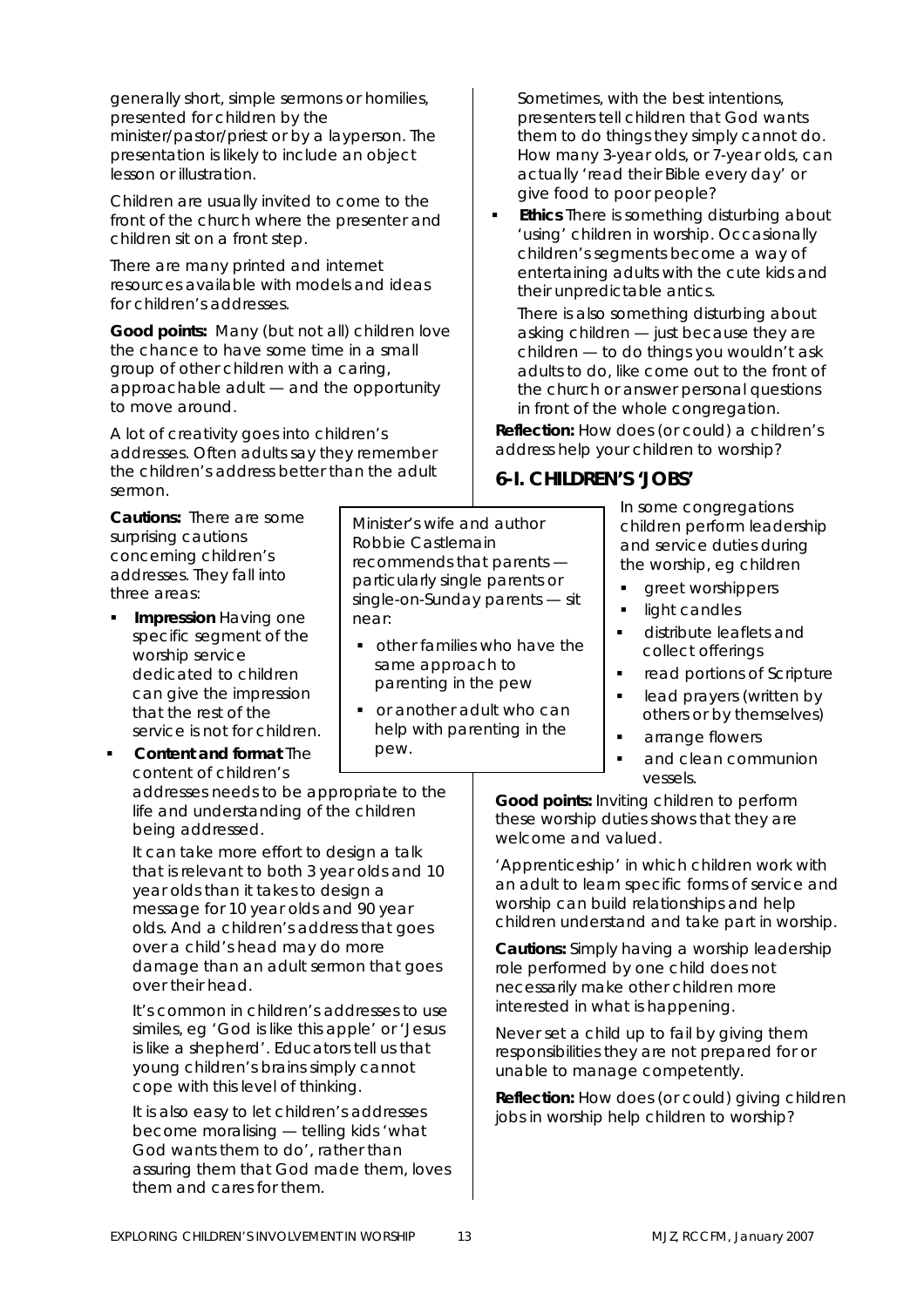generally short, simple sermons or homilies, presented for children by the minister/pastor/priest or by a layperson. The presentation is likely to include an object lesson or illustration.

Children are usually invited to come to the front of the church where the presenter and children sit on a front step.

There are many printed and internet resources available with models and ideas for children's addresses.

**Good points:** Many (but not all) children love the chance to have some time in a small group of other children with a caring, approachable adult — and the opportunity to move around.

A lot of creativity goes into children's addresses. Often adults say they remember the children's address better than the adult sermon.

**Cautions:** There are some surprising cautions concerning children's addresses. They fall into three areas:

- **Impression** Having one specific segment of the worship service dedicated to children can give the impression that the rest of the service is not for children.
- **Content and format** The content of children's addresses needs to be appropriate to the life and understanding of the children being addressed.

  It can take more effort to design a talk that is relevant to both 3 year olds and 10 year olds than it takes to design a message for 10 year olds and 90 year olds. And a children's address that goes over a child's head may do more damage than an adult sermon that goes over their head.

  It's common in children's addresses to use similes, eg 'God is like this apple' or 'Jesus is like a shepherd'. Educators tell us that young children's brains simply cannot cope with this level of thinking.

  It is also easy to let children's addresses become moralising — telling kids 'what God wants them to do', rather than assuring them that God made them, loves them and cares for them.

  Sometimes, with the best intentions, presenters tell children that God wants them to do things they simply cannot do. How many 3-year olds, or 7-year olds, can actually 'read their Bible every day' or give food to poor people?
- **Ethics** There is something disturbing about 'using' children in worship. Occasionally children's segments become a way of entertaining adults with the cute kids and their unpredictable antics.

  There is also something disturbing about asking children — just because they are children — to do things you wouldn't ask adults to do, like come out to the front of the church or answer personal questions in front of the whole congregation.

**Reflection:** How does (or could) a children's address help your children to worship?

> Minister's wife and author Robbie Castlemain recommends that parents — particularly single parents or single-on-Sunday parents — sit near:
>
> - other families who have the same approach to parenting in the pew
> - or another adult who can help with parenting in the pew.

## 6-I. CHILDREN'S 'JOBS'

In some congregations children perform leadership and service duties during the worship, eg children

- greet worshippers
- light candles
- distribute leaflets and collect offerings
- read portions of Scripture
- lead prayers (written by others or by themselves)
- arrange flowers
- and clean communion vessels.

**Good points:** Inviting children to perform these worship duties shows that they are welcome and valued.

'Apprenticeship' in which children work with an adult to learn specific forms of service and worship can build relationships and help children understand and take part in worship.

**Cautions:** Simply having a worship leadership role performed by one child does not necessarily make other children more interested in what is happening.

Never set a child up to fail by giving them responsibilities they are not prepared for or unable to manage competently.

**Reflection:** How does (or could) giving children jobs in worship help children to worship?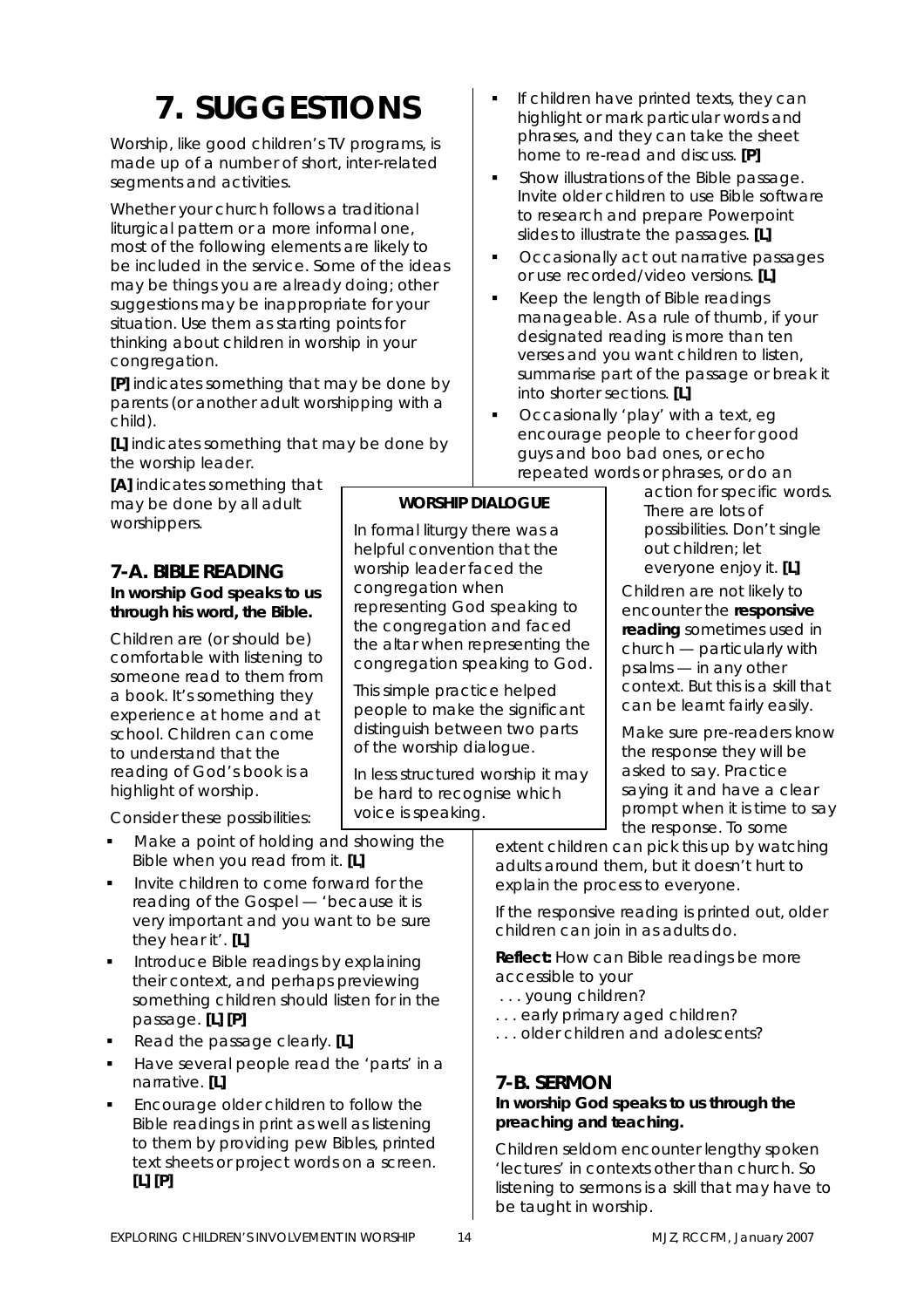# 7. SUGGESTIONS

Worship, like good children's TV programs, is made up of a number of short, inter-related segments and activities.

Whether your church follows a traditional liturgical pattern or a more informal one, most of the following elements are likely to be included in the service. Some of the ideas may be things you are already doing; other suggestions may be inappropriate for your situation. Use them as starting points for thinking about children in worship in your congregation.

**[P]** indicates something that may be done by parents (or another adult worshipping with a child).

**[L]** indicates something that may be done by the worship leader.

**[A]** indicates something that may be done by all adult worshippers.

## 7-A. BIBLE READING

**In worship God speaks to us through his word, the Bible.**

Children are (or should be) comfortable with listening to someone read to them from a book. It's something they experience at home and at school. Children can come to understand that the reading of God's book is a highlight of worship.

Consider these possibilities:

- Make a point of holding and showing the Bible when you read from it. **[L]**
- Invite children to come forward for the reading of the Gospel — 'because it is very important and you want to be sure they hear it'. **[L]**
- Introduce Bible readings by explaining their context, and perhaps previewing something children should listen for in the passage. **[L] [P]**
- Read the passage clearly. **[L]**
- Have several people read the 'parts' in a narrative. **[L]**
- Encourage older children to follow the Bible readings in print as well as listening to them by providing pew Bibles, printed text sheets or project words on a screen. **[L] [P]**
- If children have printed texts, they can highlight or mark particular words and phrases, and they can take the sheet home to re-read and discuss. **[P]**
- Show illustrations of the Bible passage. Invite older children to use Bible software to research and prepare Powerpoint slides to illustrate the passages. **[L]**
- Occasionally act out narrative passages or use recorded/video versions. **[L]**
- Keep the length of Bible readings manageable. As a rule of thumb, if your designated reading is more than ten verses and you want children to listen, summarise part of the passage or break it into shorter sections. **[L]**
- Occasionally 'play' with a text, eg encourage people to cheer for good guys and boo bad ones, or echo repeated words or phrases, or do an action for specific words. There are lots of possibilities. Don't single out children; let everyone enjoy it. **[L]**

> **WORSHIP DIALOGUE**
>
> In formal liturgy there was a helpful convention that the worship leader faced the congregation when representing God speaking to the congregation and faced the altar when representing the congregation speaking to God.
>
> This simple practice helped people to make the significant distinguish between two parts of the worship dialogue.
>
> In less structured worship it may be hard to recognise which voice is speaking.

Children are not likely to encounter the **responsive reading** sometimes used in church — particularly with psalms — in any other context. But this is a skill that can be learnt fairly easily.

Make sure pre-readers know the response they will be asked to say. Practice saying it and have a clear prompt when it is time to say the response. To some extent children can pick this up by watching adults around them, but it doesn't hurt to explain the process to everyone.

If the responsive reading is printed out, older children can join in as adults do.

**Reflect:** How can Bible readings be more accessible to your
. . . young children?
. . . early primary aged children?
. . . older children and adolescents?

## 7-B. SERMON

**In worship God speaks to us through the preaching and teaching.**

Children seldom encounter lengthy spoken 'lectures' in contexts other than church. So listening to sermons is a skill that may have to be taught in worship.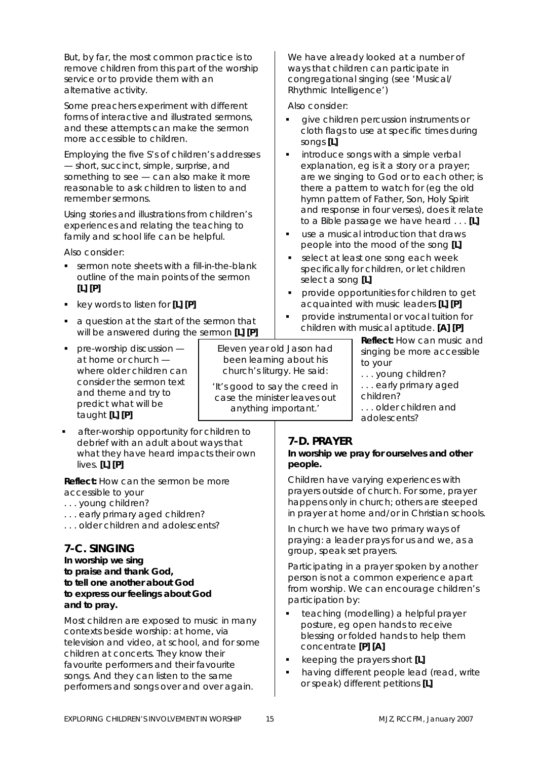But, by far, the most common practice is to remove children from this part of the worship service or to provide them with an alternative activity.

Some preachers experiment with different forms of interactive and illustrated sermons, and these attempts can make the sermon more accessible to children.

Employing the five S's of children's addresses — short, succinct, simple, surprise, and something to see — can also make it more reasonable to ask children to listen to and remember sermons.

Using stories and illustrations from children's experiences and relating the teaching to family and school life can be helpful.

Also consider:

- sermon note sheets with a fill-in-the-blank outline of the main points of the sermon **[L] [P]**
- key words to listen for **[L] [P]**
- a question at the start of the sermon that will be answered during the sermon **[L] [P]**
- pre-worship discussion — at home or church — where older children can consider the sermon text and theme and try to predict what will be taught **[L] [P]**
- after-worship opportunity for children to debrief with an adult about ways that what they have heard impacts their own lives. **[L] [P]**

Eleven year old Jason had been learning about his church's liturgy. He said:

'It's good to say the creed in case the minister leaves out anything important.'

**Reflect:** How can the sermon be more accessible to your
. . . young children?
. . . early primary aged children?
. . . older children and adolescents?

## 7-C. SINGING

**In worship we sing to praise and thank God, to tell one another about God to express our feelings about God and to pray.**

Most children are exposed to music in many contexts beside worship: at home, via television and video, at school, and for some children at concerts. They know their favourite performers and their favourite songs. And they can listen to the same performers and songs over and over again.

We have already looked at a number of ways that children can participate in congregational singing (see 'Musical/ Rhythmic Intelligence')

Also consider:

- give children percussion instruments or cloth flags to use at specific times during songs **[L]**
- introduce songs with a simple verbal explanation, eg is it a story or a prayer; are we singing to God or to each other; is there a pattern to watch for (eg the old hymn pattern of Father, Son, Holy Spirit and response in four verses), does it relate to a Bible passage we have heard . . . **[L]**
- use a musical introduction that draws people into the mood of the song **[L]**
- select at least one song each week specifically for children, or let children select a song **[L]**
- provide opportunities for children to get acquainted with music leaders **[L] [P]**
- provide instrumental or vocal tuition for children with musical aptitude. **[A] [P]**

**Reflect:** How can music and singing be more accessible to your
. . . young children?
. . . early primary aged children?
. . . older children and adolescents?

## 7-D. PRAYER

**In worship we pray for ourselves and other people.**

Children have varying experiences with prayers outside of church. For some, prayer happens only in church; others are steeped in prayer at home and/or in Christian schools.

In church we have two primary ways of praying: a leader prays for us and we, as a group, speak set prayers.

Participating in a prayer spoken by another person is not a common experience apart from worship. We can encourage children's participation by:

- teaching (modelling) a helpful prayer posture, eg open hands to receive blessing or folded hands to help them concentrate **[P] [A]**
- keeping the prayers short **[L]**
- having different people lead (read, write or speak) different petitions **[L]**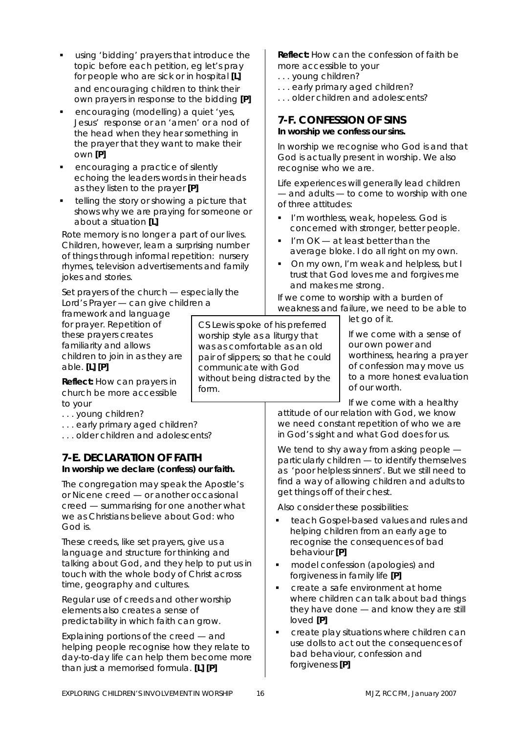- using 'bidding' prayers that introduce the topic before each petition, eg let's pray for people who are sick or in hospital **[L]** and encouraging children to think their own prayers in response to the bidding **[P]**
- encouraging (modelling) a quiet 'yes, Jesus' response or an 'amen' or a nod of the head when they hear something in the prayer that they want to make their own **[P]**
- encouraging a practice of silently echoing the leaders words in their heads as they listen to the prayer **[P]**
- telling the story or showing a picture that shows why we are praying for someone or about a situation **[L]**

Rote memory is no longer a part of our lives. Children, however, learn a surprising number of things through informal repetition: nursery rhymes, television advertisements and family jokes and stories.

Set prayers of the church — especially the Lord's Prayer — can give children a framework and language for prayer. Repetition of these prayers creates familiarity and allows children to join in as they are able. **[L] [P]**

**Reflect:** How can prayers in church be more accessible to your
. . . young children?
. . . early primary aged children?
. . . older children and adolescents?

## 7-E. DECLARATION OF FAITH

**In worship we declare (confess) our faith.**

The congregation may speak the Apostle's or Nicene creed — or another occasional creed — summarising for one another what we as Christians believe about God: who God is.

These creeds, like set prayers, give us a language and structure for thinking and talking about God, and they help to put us in touch with the whole body of Christ across time, geography and cultures.

Regular use of creeds and other worship elements also creates a sense of predictability in which faith can grow.

Explaining portions of the creed — and helping people recognise how they relate to day-to-day life can help them become more than just a memorised formula. **[L] [P]**

**Reflect:** How can the confession of faith be more accessible to your
. . . young children?
. . . early primary aged children?
. . . older children and adolescents?

## 7-F. CONFESSION OF SINS

**In worship we confess our sins.**

In worship we recognise who God is and that God is actually present in worship. We also recognise who we are.

Life experiences will generally lead children — and adults — to come to worship with one of three attitudes:

- I'm worthless, weak, hopeless. God is concerned with stronger, better people.
- I'm OK — at least better than the average bloke. I do all right on my own.
- On my own, I'm weak and helpless, but I trust that God loves me and forgives me and makes me strong.

If we come to worship with a burden of weakness and failure, we need to be able to let go of it.

If we come with a sense of our own power and worthiness, hearing a prayer of confession may move us to a more honest evaluation of our worth.

If we come with a healthy attitude of our relation with God, we know we need constant repetition of who we are in God's sight and what God does for us.

> CS Lewis spoke of his preferred worship style as a liturgy that was as comfortable as an old pair of slippers; so that he could communicate with God without being distracted by the form.

We tend to shy away from asking people — particularly children — to identify themselves as 'poor helpless sinners'. But we still need to find a way of allowing children and adults to get things off of their chest.

Also consider these possibilities:

- teach Gospel-based values and rules and helping children from an early age to recognise the consequences of bad behaviour **[P]**
- model confession (apologies) and forgiveness in family life **[P]**
- create a safe environment at home where children can talk about bad things they have done — and know they are still loved **[P]**
- create play situations where children can use dolls to act out the consequences of bad behaviour, confession and forgiveness **[P]**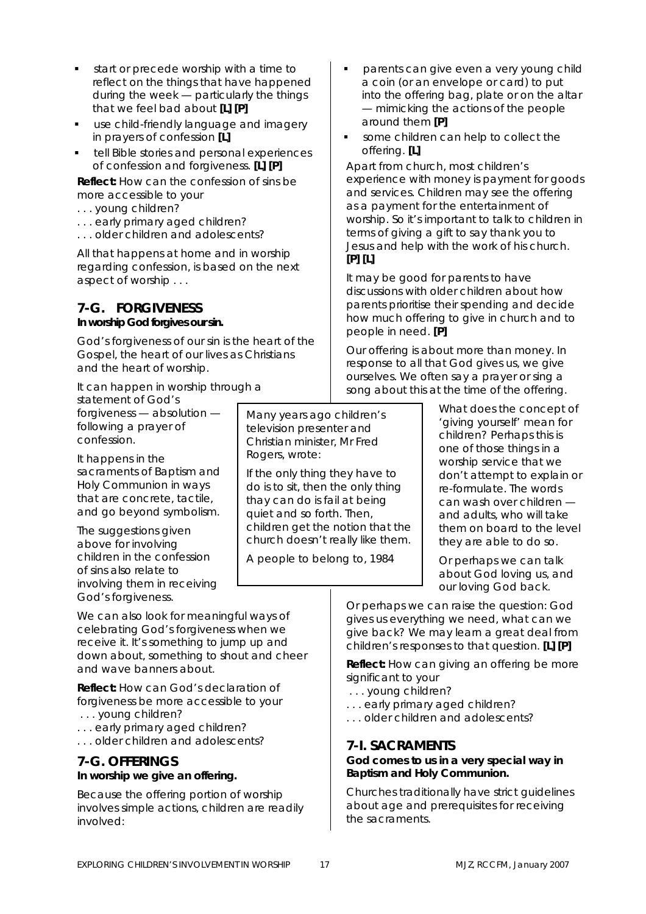- start or precede worship with a time to reflect on the things that have happened during the week — particularly the things that we feel bad about **[L] [P]**
- use child-friendly language and imagery in prayers of confession **[L]**
- tell Bible stories and personal experiences of confession and forgiveness. **[L] [P]**

**Reflect:** How can the confession of sins be more accessible to your
. . . young children?
. . . early primary aged children?
. . . older children and adolescents?

All that happens at home and in worship regarding confession, is based on the next aspect of worship . . .

## 7-G. FORGIVENESS

**In worship God forgives our sin.**

God's forgiveness of our sin is the heart of the Gospel, the heart of our lives as Christians and the heart of worship.

It can happen in worship through a statement of God's forgiveness — absolution — following a prayer of confession.

It happens in the sacraments of Baptism and Holy Communion in ways that are concrete, tactile, and go beyond symbolism.

The suggestions given above for involving children in the confession of sins also relate to involving them in receiving God's forgiveness.

We can also look for meaningful ways of celebrating God's forgiveness when we receive it. It's something to jump up and down about, something to shout and cheer and wave banners about.

**Reflect:** How can God's declaration of forgiveness be more accessible to your
. . . young children?
. . . early primary aged children?
. . . older children and adolescents?

## 7-G. OFFERINGS

**In worship we give an offering.**

Because the offering portion of worship involves simple actions, children are readily involved:

- parents can give even a very young child a coin (or an envelope or card) to put into the offering bag, plate or on the altar — mimicking the actions of the people around them **[P]**
- some children can help to collect the offering. **[L]**

Apart from church, most children's experience with money is payment for goods and services. Children may see the offering as a payment for the entertainment of worship. So it's important to talk to children in terms of giving a gift to say thank you to Jesus and help with the work of his church. **[P] [L]**

It may be good for parents to have discussions with older children about how parents prioritise their spending and decide how much offering to give in church and to people in need. **[P]**

Our offering is about more than money. In response to all that God gives us, we give ourselves. We often say a prayer or sing a song about this at the time of the offering.

> Many years ago children's television presenter and Christian minister, Mr Fred Rogers, wrote:
>
> If the only thing they have to do is to sit, then the only thing thay can do is fail at being quiet and so forth. Then, children get the notion that the church doesn't really like them.
>
> A people to belong to, 1984

What does the concept of 'giving yourself' mean for children? Perhaps this is one of those things in a worship service that we don't attempt to explain or re-formulate. The words can wash over children — and adults, who will take them on board to the level they are able to do so.

Or perhaps we can talk about God loving us, and our loving God back.

Or perhaps we can raise the question: God gives us everything we need, what can we give back? We may learn a great deal from children's responses to that question. **[L] [P]**

**Reflect:** How can giving an offering be more significant to your
. . . young children?
. . . early primary aged children?
. . . older children and adolescents?

## 7-I. SACRAMENTS

**God comes to us in a very special way in Baptism and Holy Communion.**

Churches traditionally have strict guidelines about age and prerequisites for receiving the sacraments.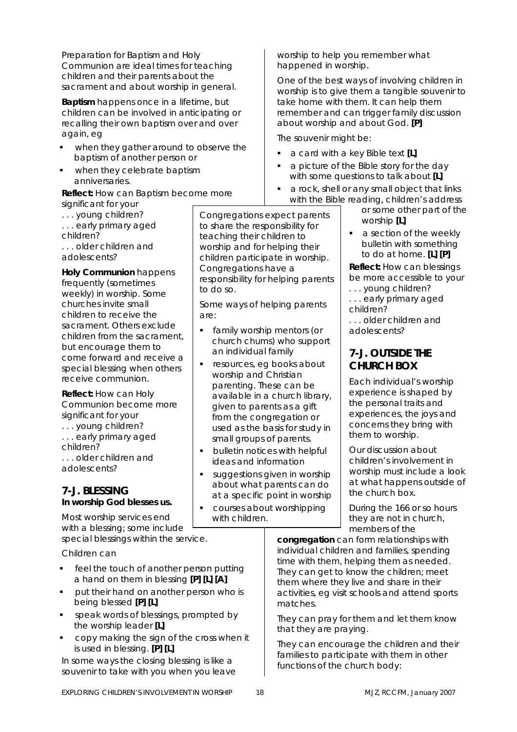Preparation for Baptism and Holy Communion are ideal times for teaching children and their parents about the sacrament and about worship in general.

**Baptism** happens once in a lifetime, but children can be involved in anticipating or recalling their own baptism over and over again, eg

- when they gather around to observe the baptism of another person or
- when they celebrate baptism anniversaries.

**Reflect:** How can Baptism become more significant for your
. . . young children?
. . . early primary aged children?
. . . older children and adolescents?

**Holy Communion** happens frequently (sometimes weekly) in worship. Some churches invite small children to receive the sacrament. Others exclude children from the sacrament, but encourage them to come forward and receive a special blessing when others receive communion.

**Reflect:** How can Holy Communion become more significant for your
. . . young children?
. . . early primary aged children?
. . . older children and adolescents?

## 7-J. BLESSING

**In worship God blesses us.**

Most worship services end with a blessing; some include special blessings within the service.

Children can

- feel the touch of another person putting a hand on them in blessing **[P] [L] [A]**
- put their hand on another person who is being blessed **[P] [L]**
- speak words of blessings, prompted by the worship leader **[L]**
- copy making the sign of the cross when it is used in blessing. **[P] [L]**

In some ways the closing blessing is like a souvenir to take with you when you leave worship to help you remember what happened in worship.

One of the best ways of involving children in worship is to give them a tangible souvenir to take home with them. It can help them remember and can trigger family discussion about worship and about God. **[P]**

The souvenir might be:

- a card with a key Bible text **[L]**
- a picture of the Bible story for the day with some questions to talk about **[L]**
- a rock, shell or any small object that links with the Bible reading, children's address or some other part of the worship **[L]**
- a section of the weekly bulletin with something to do at home. **[L] [P]**

**Reflect:** How can blessings be more accessible to your
. . . young children?
. . . early primary aged children?
. . . older children and adolescents?

> Congregations expect parents to share the responsibility for teaching their children to worship and for helping their children participate in worship. Congregations have a responsibility for helping parents to do so.
>
> Some ways of helping parents are:
>
> - family worship mentors (or church chums) who support an individual family
> - resources, eg books about worship and Christian parenting. These can be available in a church library, given to parents as a gift from the congregation or used as the basis for study in small groups of parents.
> - bulletin notices with helpful ideas and information
> - suggestions given in worship about what parents can do at a specific point in worship
> - courses about worshipping with children.

## 7-J. OUTSIDE THE CHURCH BOX

Each individual's worship experience is shaped by the personal traits and experiences, the joys and concerns they bring with them to worship.

Our discussion about children's involvement in worship must include a look at what happens outside of the church box.

During the 166 or so hours they are not in church, members of the **congregation** can form relationships with individual children and families, spending time with them, helping them as needed. They can get to know the children; meet them where they live and share in their activities, eg visit schools and attend sports matches.

They can pray for them and let them know that they are praying.

They can encourage the children and their families to participate with them in other functions of the church body: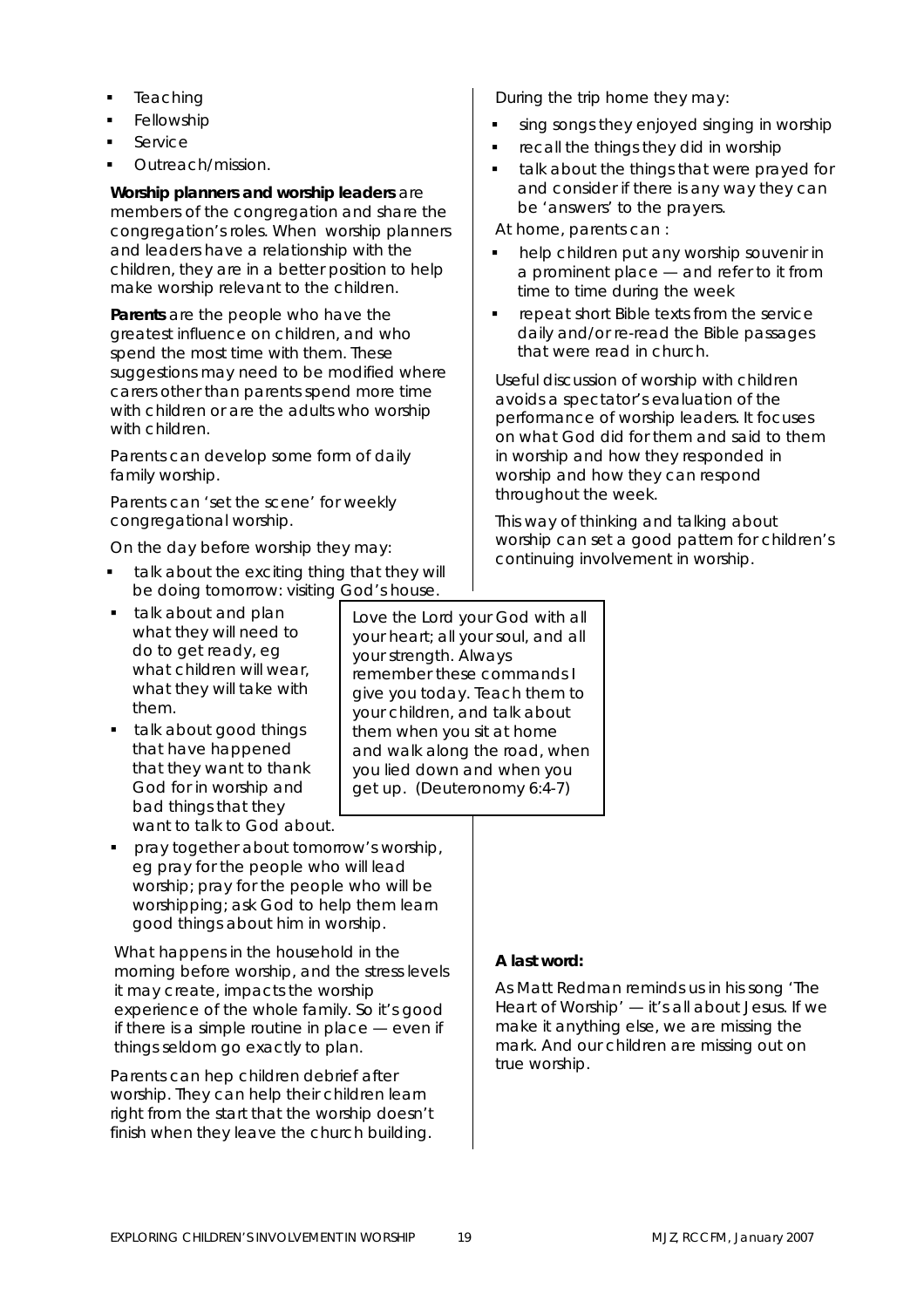- Teaching
- Fellowship
- Service
- Outreach/mission.

**Worship planners and worship leaders** are members of the congregation and share the congregation's roles. When worship planners and leaders have a relationship with the children, they are in a better position to help make worship relevant to the children.

**Parents** are the people who have the greatest influence on children, and who spend the most time with them. These suggestions may need to be modified where carers other than parents spend more time with children or are the adults who worship with children.

Parents can develop some form of daily family worship.

Parents can 'set the scene' for weekly congregational worship.

On the day before worship they may:

- talk about the exciting thing that they will be doing tomorrow: visiting God's house.
- talk about and plan what they will need to do to get ready, eg what children will wear, what they will take with them.
- talk about good things that have happened that they want to thank God for in worship and bad things that they want to talk to God about.
- pray together about tomorrow's worship, eg pray for the people who will lead worship; pray for the people who will be worshipping; ask God to help them learn good things about him in worship.

> Love the Lord your God with all your heart; all your soul, and all your strength. Always remember these commands I give you today. Teach them to your children, and talk about them when you sit at home and walk along the road, when you lied down and when you get up. (Deuteronomy 6:4-7)

What happens in the household in the morning before worship, and the stress levels it may create, impacts the worship experience of the whole family. So it's good if there is a simple routine in place — even if things seldom go exactly to plan.

Parents can hep children debrief after worship. They can help their children learn right from the start that the worship doesn't finish when they leave the church building.

During the trip home they may:

- sing songs they enjoyed singing in worship
- recall the things they did in worship
- talk about the things that were prayed for and consider if there is any way they can be 'answers' to the prayers.

At home, parents can :

- help children put any worship souvenir in a prominent place — and refer to it from time to time during the week
- repeat short Bible texts from the service daily and/or re-read the Bible passages that were read in church.

Useful discussion of worship with children avoids a spectator's evaluation of the performance of worship leaders. It focuses on what God did for them and said to them in worship and how they responded in worship and how they can respond throughout the week.

This way of thinking and talking about worship can set a good pattern for children's continuing involvement in worship.

**A last word:**

As Matt Redman reminds us in his song 'The Heart of Worship' — it's all about Jesus. If we make it anything else, we are missing the mark. And our children are missing out on true worship.